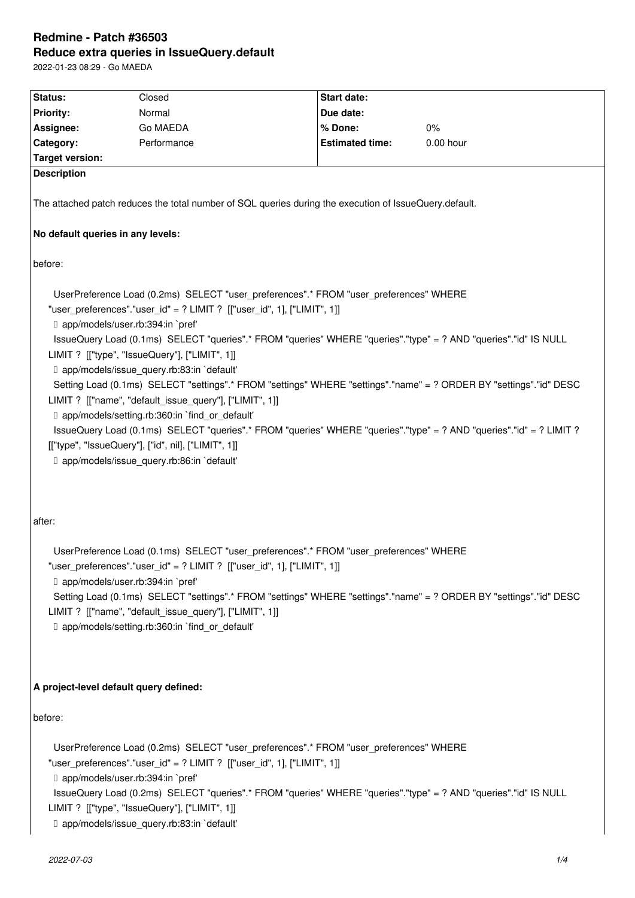# Redmine - Patch #36503

## Reduce extra queries in IssueQuery.default

2022-01-23 08:29 - Go MAEDA

| Status: | Closed | Start date: | |
|---|---|---|---|
| Priority: | Normal | Due date: | |
| Assignee: | Go MAEDA | % Done: | 0% |
| Category: | Performance | Estimated time: | 0.00 hour |
| Target version: | | | |

**Description**

The attached patch reduces the total number of SQL queries during the execution of IssueQuery.default.

**No default queries in any levels:**

before:

```
  UserPreference Load (0.2ms)  SELECT "user_preferences".* FROM "user_preferences" WHERE "user_preferences"."user_id" = ? LIMIT ?  [["user_id", 1], ["LIMIT", 1]]
  ↳ app/models/user.rb:394:in `pref'
  IssueQuery Load (0.1ms)  SELECT "queries".* FROM "queries" WHERE "queries"."type" = ? AND "queries"."id" IS NULL LIMIT ?  [["type", "IssueQuery"], ["LIMIT", 1]]
  ↳ app/models/issue_query.rb:83:in `default'
  Setting Load (0.1ms)  SELECT "settings".* FROM "settings" WHERE "settings"."name" = ? ORDER BY "settings"."id" DESC LIMIT ?  [["name", "default_issue_query"], ["LIMIT", 1]]
  ↳ app/models/setting.rb:360:in `find_or_default'
  IssueQuery Load (0.1ms)  SELECT "queries".* FROM "queries" WHERE "queries"."type" = ? AND "queries"."id" = ? LIMIT ?  [["type", "IssueQuery"], ["id", nil], ["LIMIT", 1]]
  ↳ app/models/issue_query.rb:86:in `default'
```

after:

```
  UserPreference Load (0.1ms)  SELECT "user_preferences".* FROM "user_preferences" WHERE "user_preferences"."user_id" = ? LIMIT ?  [["user_id", 1], ["LIMIT", 1]]
  ↳ app/models/user.rb:394:in `pref'
  Setting Load (0.1ms)  SELECT "settings".* FROM "settings" WHERE "settings"."name" = ? ORDER BY "settings"."id" DESC LIMIT ?  [["name", "default_issue_query"], ["LIMIT", 1]]
  ↳ app/models/setting.rb:360:in `find_or_default'
```

**A project-level default query defined:**

before:

```
  UserPreference Load (0.2ms)  SELECT "user_preferences".* FROM "user_preferences" WHERE "user_preferences"."user_id" = ? LIMIT ?  [["user_id", 1], ["LIMIT", 1]]
  ↳ app/models/user.rb:394:in `pref'
  IssueQuery Load (0.2ms)  SELECT "queries".* FROM "queries" WHERE "queries"."type" = ? AND "queries"."id" IS NULL LIMIT ?  [["type", "IssueQuery"], ["LIMIT", 1]]
  ↳ app/models/issue_query.rb:83:in `default'
```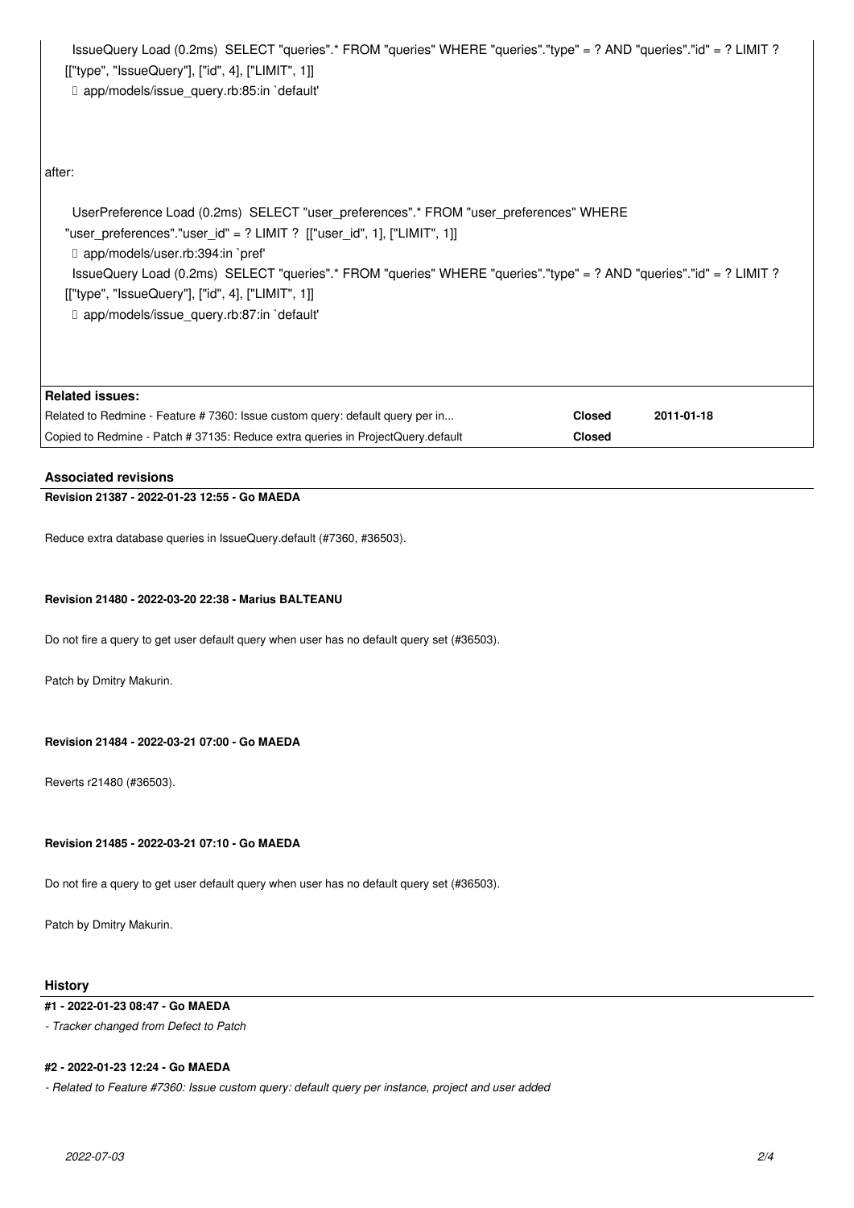```
IssueQuery Load (0.2ms)  SELECT "queries".* FROM "queries" WHERE "queries"."type" = ? AND "queries"."id" = ? LIMIT ? [["type", "IssueQuery"], ["id", 4], ["LIMIT", 1]]
↳ app/models/issue_query.rb:85:in `default'
```

after:

```
UserPreference Load (0.2ms)  SELECT "user_preferences".* FROM "user_preferences" WHERE "user_preferences"."user_id" = ? LIMIT ?  [["user_id", 1], ["LIMIT", 1]]
↳ app/models/user.rb:394:in `pref'
IssueQuery Load (0.2ms)  SELECT "queries".* FROM "queries" WHERE "queries"."type" = ? AND "queries"."id" = ? LIMIT ? [["type", "IssueQuery"], ["id", 4], ["LIMIT", 1]]
↳ app/models/issue_query.rb:87:in `default'
```

**Related issues:**

| | | |
|---|---|---|
| Related to Redmine - Feature # 7360: Issue custom query: default query per in... | **Closed** | **2011-01-18** |
| Copied to Redmine - Patch # 37135: Reduce extra queries in ProjectQuery.default | **Closed** | |

### Associated revisions

**Revision 21387 - 2022-01-23 12:55 - Go MAEDA**

Reduce extra database queries in IssueQuery.default (#7360, #36503).

**Revision 21480 - 2022-03-20 22:38 - Marius BALTEANU**

Do not fire a query to get user default query when user has no default query set (#36503).

Patch by Dmitry Makurin.

**Revision 21484 - 2022-03-21 07:00 - Go MAEDA**

Reverts r21480 (#36503).

**Revision 21485 - 2022-03-21 07:10 - Go MAEDA**

Do not fire a query to get user default query when user has no default query set (#36503).

Patch by Dmitry Makurin.

### History

**#1 - 2022-01-23 08:47 - Go MAEDA**

*- Tracker changed from Defect to Patch*

**#2 - 2022-01-23 12:24 - Go MAEDA**

*- Related to Feature #7360: Issue custom query: default query per instance, project and user added*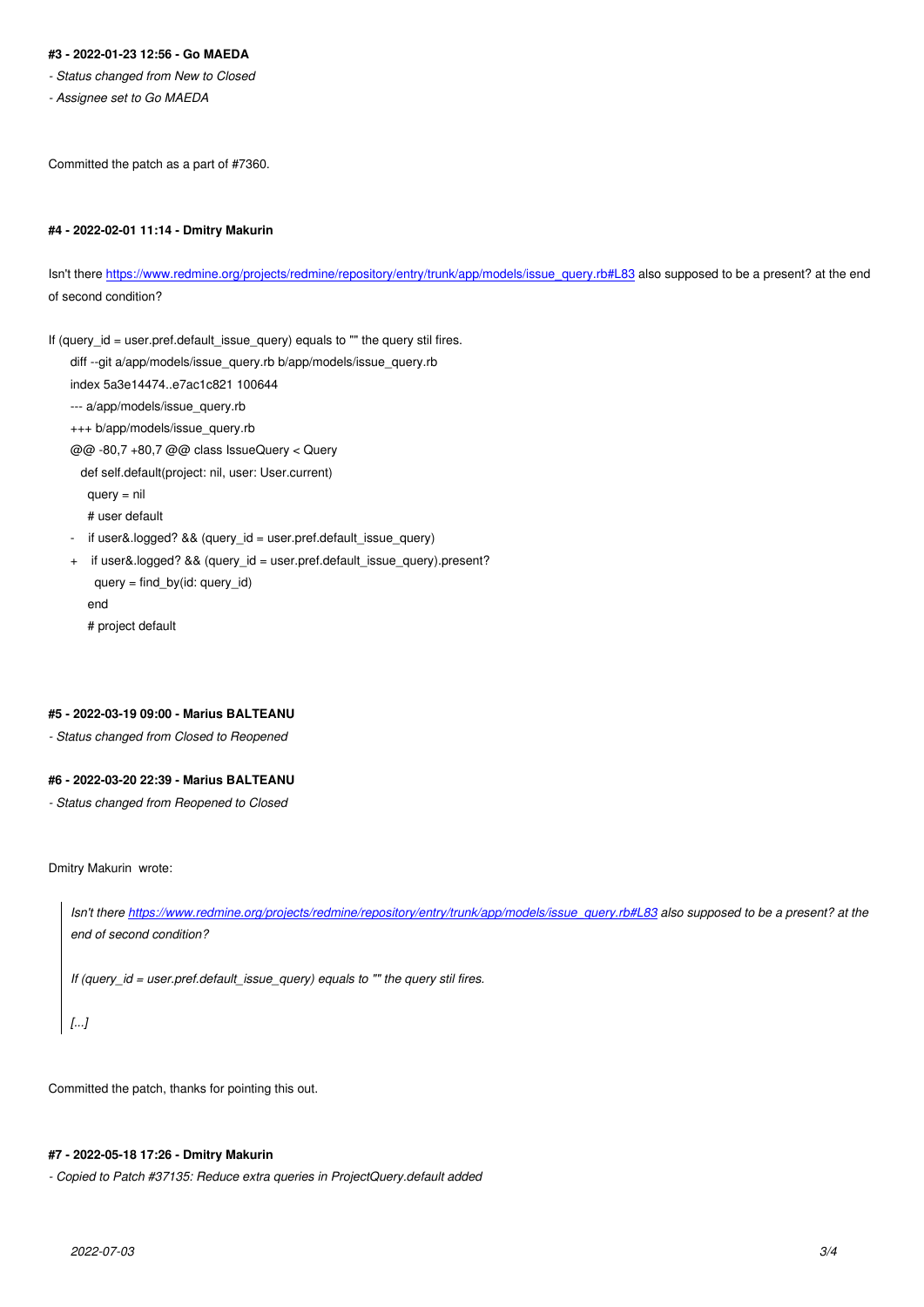#### #3 - 2022-01-23 12:56 - Go MAEDA

- *Status changed from New to Closed*
- *Assignee set to Go MAEDA*

Committed the patch as a part of #7360.

#### #4 - 2022-02-01 11:14 - Dmitry Makurin

Isn't there https://www.redmine.org/projects/redmine/repository/entry/trunk/app/models/issue_query.rb#L83 also supposed to be a present? at the end of second condition?

If (query_id = user.pref.default_issue_query) equals to "" the query stil fires.

```
diff --git a/app/models/issue_query.rb b/app/models/issue_query.rb
index 5a3e14474..e7ac1c821 100644
--- a/app/models/issue_query.rb
+++ b/app/models/issue_query.rb
@@ -80,7 +80,7 @@ class IssueQuery < Query
   def self.default(project: nil, user: User.current)
     query = nil
     # user default
-    if user&.logged? && (query_id = user.pref.default_issue_query)
+    if user&.logged? && (query_id = user.pref.default_issue_query).present?
       query = find_by(id: query_id)
     end
     # project default
```

#### #5 - 2022-03-19 09:00 - Marius BALTEANU

- *Status changed from Closed to Reopened*

#### #6 - 2022-03-20 22:39 - Marius BALTEANU

- *Status changed from Reopened to Closed*

Dmitry Makurin wrote:

> *Isn't there https://www.redmine.org/projects/redmine/repository/entry/trunk/app/models/issue_query.rb#L83 also supposed to be a present? at the end of second condition?*
>
> *If (query_id = user.pref.default_issue_query) equals to "" the query stil fires.*
>
> *[...]*

Committed the patch, thanks for pointing this out.

#### #7 - 2022-05-18 17:26 - Dmitry Makurin

- *Copied to Patch #37135: Reduce extra queries in ProjectQuery.default added*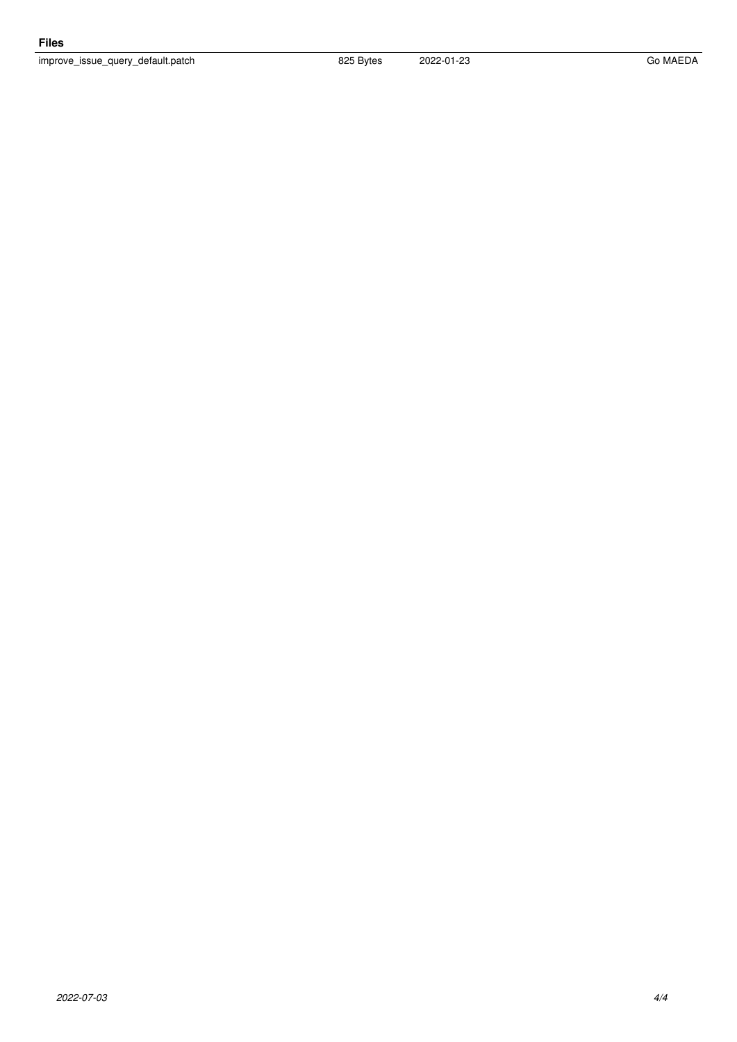**Files**

| | | | |
|---|---|---|---|
| improve_issue_query_default.patch | 825 Bytes | 2022-01-23 | Go MAEDA |